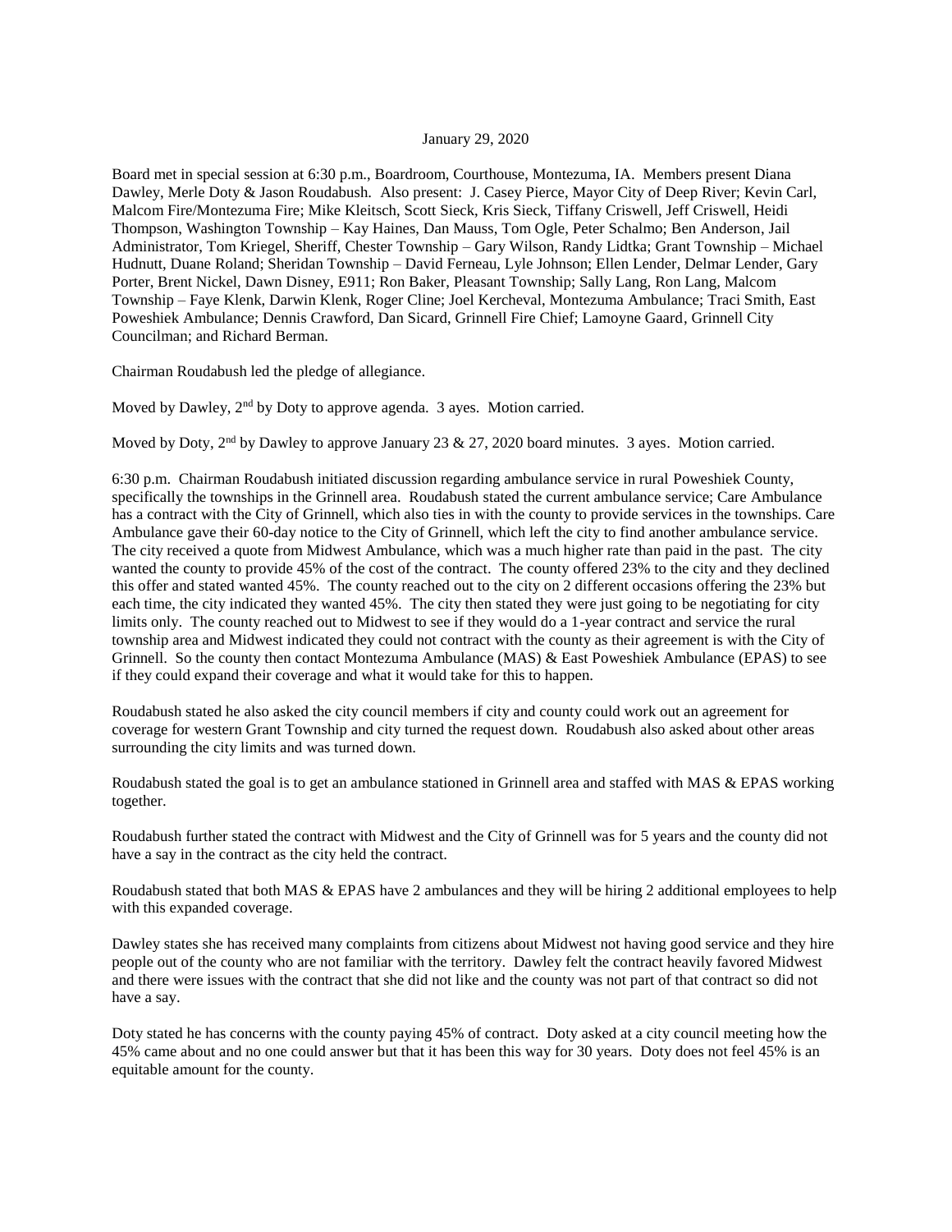January 29, 2020

Board met in special session at 6:30 p.m., Boardroom, Courthouse, Montezuma, IA. Members present Diana Dawley, Merle Doty & Jason Roudabush. Also present: J. Casey Pierce, Mayor City of Deep River; Kevin Carl, Malcom Fire/Montezuma Fire; Mike Kleitsch, Scott Sieck, Kris Sieck, Tiffany Criswell, Jeff Criswell, Heidi Thompson, Washington Township – Kay Haines, Dan Mauss, Tom Ogle, Peter Schalmo; Ben Anderson, Jail Administrator, Tom Kriegel, Sheriff, Chester Township – Gary Wilson, Randy Lidtka; Grant Township – Michael Hudnutt, Duane Roland; Sheridan Township – David Ferneau, Lyle Johnson; Ellen Lender, Delmar Lender, Gary Porter, Brent Nickel, Dawn Disney, E911; Ron Baker, Pleasant Township; Sally Lang, Ron Lang, Malcom Township – Faye Klenk, Darwin Klenk, Roger Cline; Joel Kercheval, Montezuma Ambulance; Traci Smith, East Poweshiek Ambulance; Dennis Crawford, Dan Sicard, Grinnell Fire Chief; Lamoyne Gaard, Grinnell City Councilman; and Richard Berman.

Chairman Roudabush led the pledge of allegiance.

Moved by Dawley, 2nd by Doty to approve agenda. 3 ayes. Motion carried.

Moved by Doty, 2nd by Dawley to approve January 23 & 27, 2020 board minutes. 3 ayes. Motion carried.

6:30 p.m. Chairman Roudabush initiated discussion regarding ambulance service in rural Poweshiek County, specifically the townships in the Grinnell area. Roudabush stated the current ambulance service; Care Ambulance has a contract with the City of Grinnell, which also ties in with the county to provide services in the townships. Care Ambulance gave their 60-day notice to the City of Grinnell, which left the city to find another ambulance service. The city received a quote from Midwest Ambulance, which was a much higher rate than paid in the past. The city wanted the county to provide 45% of the cost of the contract. The county offered 23% to the city and they declined this offer and stated wanted 45%. The county reached out to the city on 2 different occasions offering the 23% but each time, the city indicated they wanted 45%. The city then stated they were just going to be negotiating for city limits only. The county reached out to Midwest to see if they would do a 1-year contract and service the rural township area and Midwest indicated they could not contract with the county as their agreement is with the City of Grinnell. So the county then contact Montezuma Ambulance (MAS) & East Poweshiek Ambulance (EPAS) to see if they could expand their coverage and what it would take for this to happen.

Roudabush stated he also asked the city council members if city and county could work out an agreement for coverage for western Grant Township and city turned the request down. Roudabush also asked about other areas surrounding the city limits and was turned down.

Roudabush stated the goal is to get an ambulance stationed in Grinnell area and staffed with MAS & EPAS working together.

Roudabush further stated the contract with Midwest and the City of Grinnell was for 5 years and the county did not have a say in the contract as the city held the contract.

Roudabush stated that both MAS & EPAS have 2 ambulances and they will be hiring 2 additional employees to help with this expanded coverage.

Dawley states she has received many complaints from citizens about Midwest not having good service and they hire people out of the county who are not familiar with the territory. Dawley felt the contract heavily favored Midwest and there were issues with the contract that she did not like and the county was not part of that contract so did not have a say.

Doty stated he has concerns with the county paying 45% of contract. Doty asked at a city council meeting how the 45% came about and no one could answer but that it has been this way for 30 years. Doty does not feel 45% is an equitable amount for the county.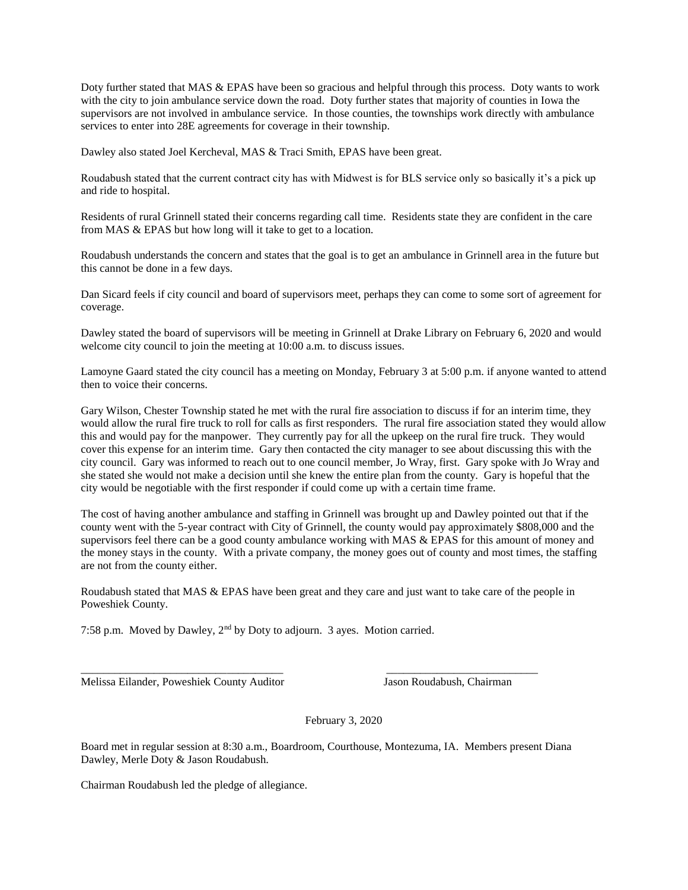Doty further stated that MAS & EPAS have been so gracious and helpful through this process. Doty wants to work with the city to join ambulance service down the road. Doty further states that majority of counties in Iowa the supervisors are not involved in ambulance service. In those counties, the townships work directly with ambulance services to enter into 28E agreements for coverage in their township.

Dawley also stated Joel Kercheval, MAS & Traci Smith, EPAS have been great.

Roudabush stated that the current contract city has with Midwest is for BLS service only so basically it's a pick up and ride to hospital.

Residents of rural Grinnell stated their concerns regarding call time. Residents state they are confident in the care from MAS & EPAS but how long will it take to get to a location.

Roudabush understands the concern and states that the goal is to get an ambulance in Grinnell area in the future but this cannot be done in a few days.

Dan Sicard feels if city council and board of supervisors meet, perhaps they can come to some sort of agreement for coverage.

Dawley stated the board of supervisors will be meeting in Grinnell at Drake Library on February 6, 2020 and would welcome city council to join the meeting at 10:00 a.m. to discuss issues.

Lamoyne Gaard stated the city council has a meeting on Monday, February 3 at 5:00 p.m. if anyone wanted to attend then to voice their concerns.

Gary Wilson, Chester Township stated he met with the rural fire association to discuss if for an interim time, they would allow the rural fire truck to roll for calls as first responders. The rural fire association stated they would allow this and would pay for the manpower. They currently pay for all the upkeep on the rural fire truck. They would cover this expense for an interim time. Gary then contacted the city manager to see about discussing this with the city council. Gary was informed to reach out to one council member, Jo Wray, first. Gary spoke with Jo Wray and she stated she would not make a decision until she knew the entire plan from the county. Gary is hopeful that the city would be negotiable with the first responder if could come up with a certain time frame.

The cost of having another ambulance and staffing in Grinnell was brought up and Dawley pointed out that if the county went with the 5-year contract with City of Grinnell, the county would pay approximately $808,000 and the supervisors feel there can be a good county ambulance working with MAS & EPAS for this amount of money and the money stays in the county. With a private company, the money goes out of county and most times, the staffing are not from the county either.

Roudabush stated that MAS & EPAS have been great and they care and just want to take care of the people in Poweshiek County.

7:58 p.m. Moved by Dawley, 2nd by Doty to adjourn. 3 ayes. Motion carried.

\_\_\_\_\_\_\_\_\_\_\_\_\_\_\_\_\_\_\_\_\_\_\_\_\_\_\_\_\_\_\_\_\_\_\_\_ \_\_\_\_\_\_\_\_\_\_\_\_\_\_\_\_\_\_\_\_\_\_\_\_\_\_\_\_

Melissa Eilander, Poweshiek County Auditor Jason Roudabush, Chairman

February 3, 2020

Board met in regular session at 8:30 a.m., Boardroom, Courthouse, Montezuma, IA. Members present Diana Dawley, Merle Doty & Jason Roudabush.

Chairman Roudabush led the pledge of allegiance.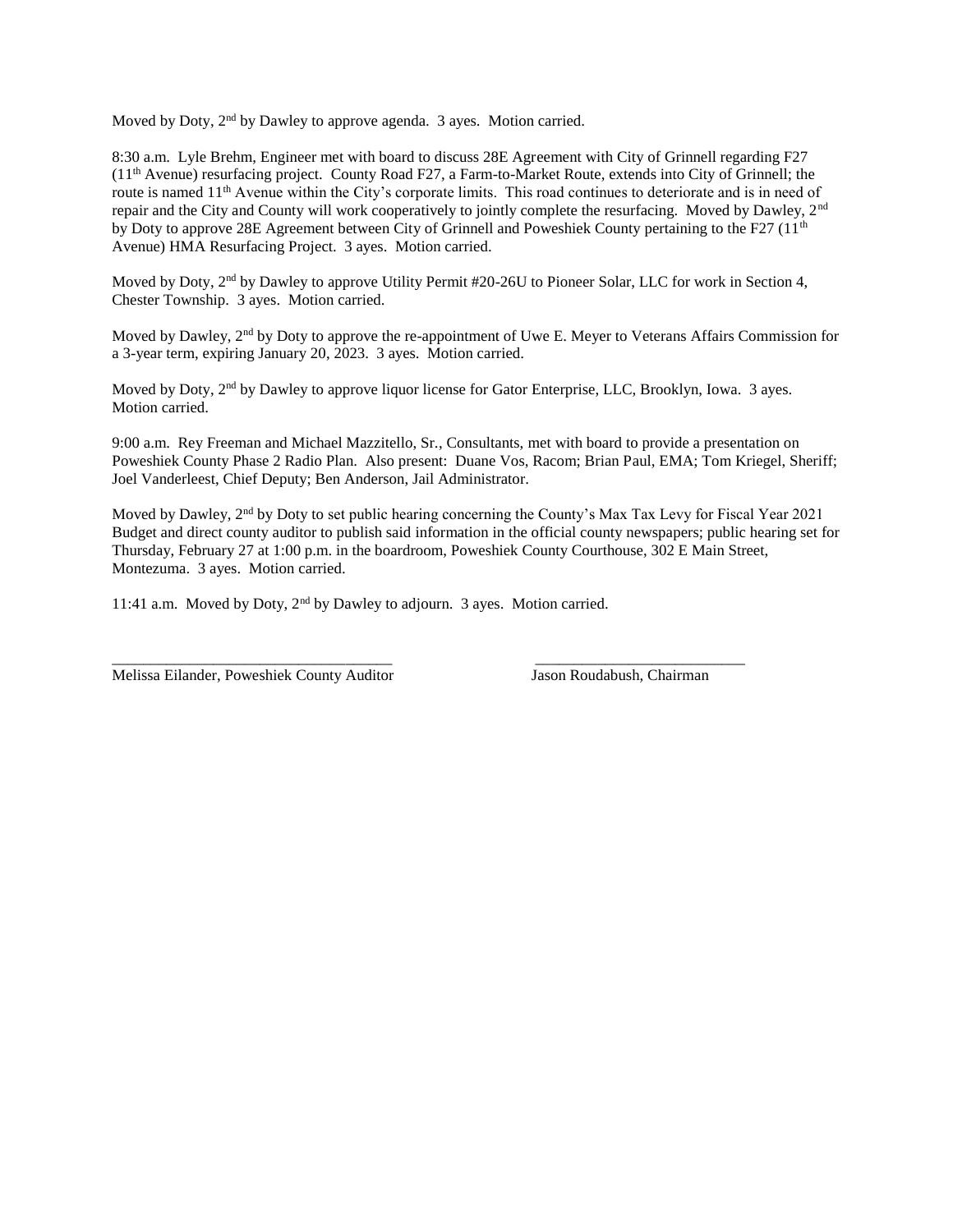Moved by Doty, 2nd by Dawley to approve agenda. 3 ayes. Motion carried.

8:30 a.m. Lyle Brehm, Engineer met with board to discuss 28E Agreement with City of Grinnell regarding F27 (11th Avenue) resurfacing project. County Road F27, a Farm-to-Market Route, extends into City of Grinnell; the route is named 11th Avenue within the City's corporate limits. This road continues to deteriorate and is in need of repair and the City and County will work cooperatively to jointly complete the resurfacing. Moved by Dawley, 2nd by Doty to approve 28E Agreement between City of Grinnell and Poweshiek County pertaining to the F27 (11th Avenue) HMA Resurfacing Project. 3 ayes. Motion carried.

Moved by Doty, 2nd by Dawley to approve Utility Permit #20-26U to Pioneer Solar, LLC for work in Section 4, Chester Township. 3 ayes. Motion carried.

Moved by Dawley, 2nd by Doty to approve the re-appointment of Uwe E. Meyer to Veterans Affairs Commission for a 3-year term, expiring January 20, 2023. 3 ayes. Motion carried.

Moved by Doty, 2nd by Dawley to approve liquor license for Gator Enterprise, LLC, Brooklyn, Iowa. 3 ayes. Motion carried.

9:00 a.m. Rey Freeman and Michael Mazzitello, Sr., Consultants, met with board to provide a presentation on Poweshiek County Phase 2 Radio Plan. Also present: Duane Vos, Racom; Brian Paul, EMA; Tom Kriegel, Sheriff; Joel Vanderleest, Chief Deputy; Ben Anderson, Jail Administrator.

Moved by Dawley, 2nd by Doty to set public hearing concerning the County's Max Tax Levy for Fiscal Year 2021 Budget and direct county auditor to publish said information in the official county newspapers; public hearing set for Thursday, February 27 at 1:00 p.m. in the boardroom, Poweshiek County Courthouse, 302 E Main Street, Montezuma. 3 ayes. Motion carried.

11:41 a.m. Moved by Doty, 2nd by Dawley to adjourn. 3 ayes. Motion carried.

\_\_\_\_\_\_\_\_\_\_\_\_\_\_\_\_\_\_\_\_\_\_\_\_\_\_\_\_\_\_\_\_\_\_\_\_ \_\_\_\_\_\_\_\_\_\_\_\_\_\_\_\_\_\_\_\_\_\_\_\_\_\_\_\_
Melissa Eilander, Poweshiek County Auditor Jason Roudabush, Chairman